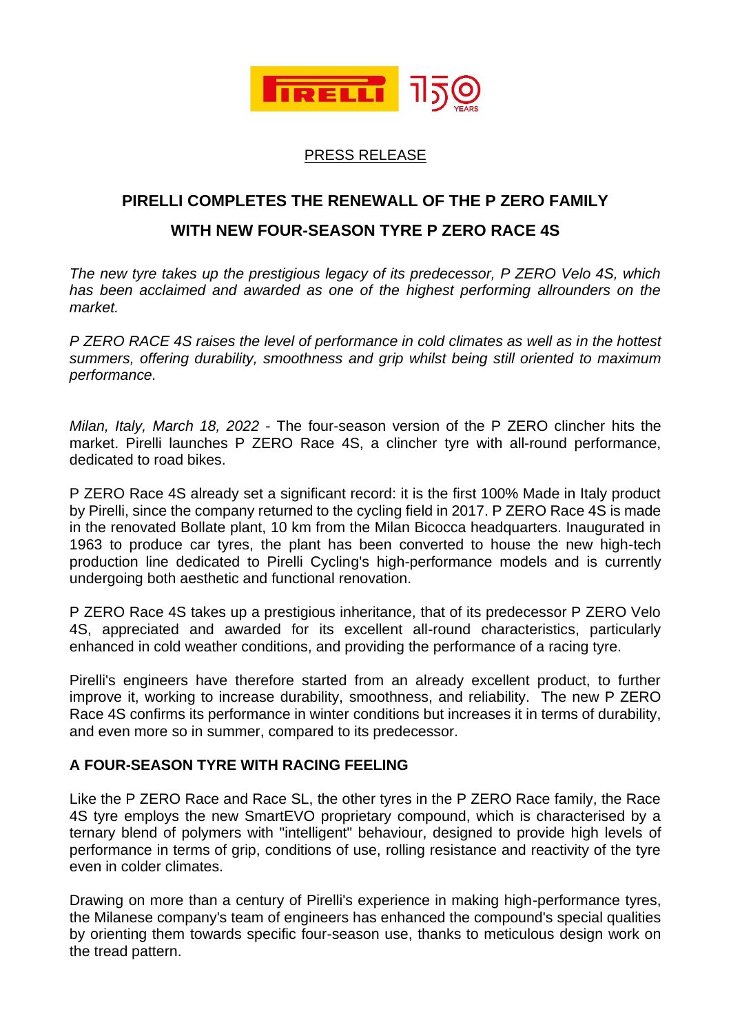PRESS RELEASE

# PIRELLI COMPLETES THE RENEWALL OF THE P ZERO FAMILY

# WITH NEW FOUR-SEASON TYRE P ZERO RACE 4S

*The new tyre takes up the prestigious legacy of its predecessor, P ZERO Velo 4S, which has been acclaimed and awarded as one of the highest performing allrounders on the market.*

*P ZERO RACE 4S raises the level of performance in cold climates as well as in the hottest summers, offering durability, smoothness and grip whilst being still oriented to maximum performance.*

*Milan, Italy, March 18, 2022* - The four-season version of the P ZERO clincher hits the market. Pirelli launches P ZERO Race 4S, a clincher tyre with all-round performance, dedicated to road bikes.

P ZERO Race 4S already set a significant record: it is the first 100% Made in Italy product by Pirelli, since the company returned to the cycling field in 2017. P ZERO Race 4S is made in the renovated Bollate plant, 10 km from the Milan Bicocca headquarters. Inaugurated in 1963 to produce car tyres, the plant has been converted to house the new high-tech production line dedicated to Pirelli Cycling's high-performance models and is currently undergoing both aesthetic and functional renovation.

P ZERO Race 4S takes up a prestigious inheritance, that of its predecessor P ZERO Velo 4S, appreciated and awarded for its excellent all-round characteristics, particularly enhanced in cold weather conditions, and providing the performance of a racing tyre.

Pirelli's engineers have therefore started from an already excellent product, to further improve it, working to increase durability, smoothness, and reliability. The new P ZERO Race 4S confirms its performance in winter conditions but increases it in terms of durability, and even more so in summer, compared to its predecessor.

## A FOUR-SEASON TYRE WITH RACING FEELING

Like the P ZERO Race and Race SL, the other tyres in the P ZERO Race family, the Race 4S tyre employs the new SmartEVO proprietary compound, which is characterised by a ternary blend of polymers with "intelligent" behaviour, designed to provide high levels of performance in terms of grip, conditions of use, rolling resistance and reactivity of the tyre even in colder climates.

Drawing on more than a century of Pirelli's experience in making high-performance tyres, the Milanese company's team of engineers has enhanced the compound's special qualities by orienting them towards specific four-season use, thanks to meticulous design work on the tread pattern.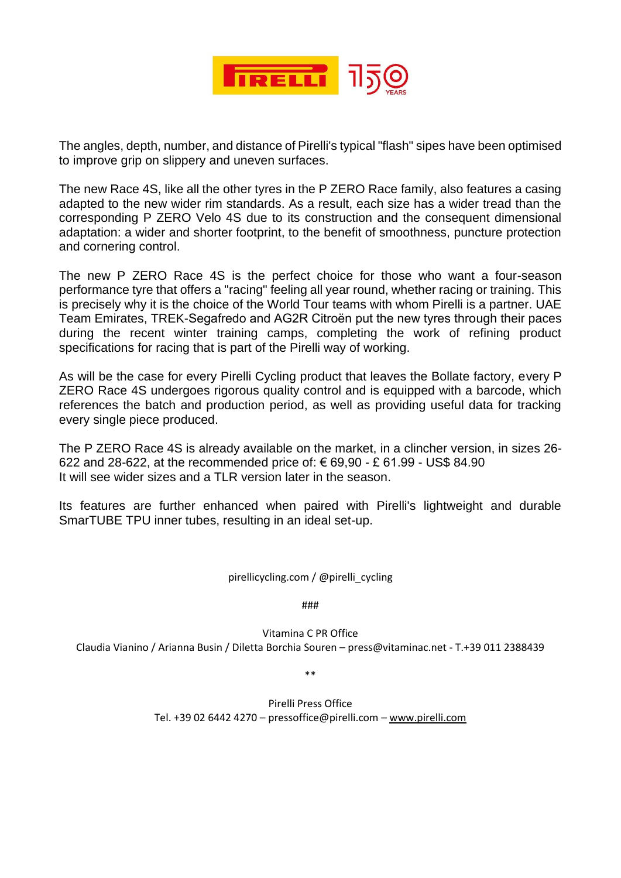The angles, depth, number, and distance of Pirelli's typical "flash" sipes have been optimised to improve grip on slippery and uneven surfaces.

The new Race 4S, like all the other tyres in the P ZERO Race family, also features a casing adapted to the new wider rim standards. As a result, each size has a wider tread than the corresponding P ZERO Velo 4S due to its construction and the consequent dimensional adaptation: a wider and shorter footprint, to the benefit of smoothness, puncture protection and cornering control.

The new P ZERO Race 4S is the perfect choice for those who want a four-season performance tyre that offers a "racing" feeling all year round, whether racing or training. This is precisely why it is the choice of the World Tour teams with whom Pirelli is a partner. UAE Team Emirates, TREK-Segafredo and AG2R Citroën put the new tyres through their paces during the recent winter training camps, completing the work of refining product specifications for racing that is part of the Pirelli way of working.

As will be the case for every Pirelli Cycling product that leaves the Bollate factory, every P ZERO Race 4S undergoes rigorous quality control and is equipped with a barcode, which references the batch and production period, as well as providing useful data for tracking every single piece produced.

The P ZERO Race 4S is already available on the market, in a clincher version, in sizes 26-622 and 28-622, at the recommended price of: € 69,90 - £ 61.99 - US$ 84.90
It will see wider sizes and a TLR version later in the season.

Its features are further enhanced when paired with Pirelli's lightweight and durable SmarTUBE TPU inner tubes, resulting in an ideal set-up.

pirellicycling.com / @pirelli_cycling

###

Vitamina C PR Office
Claudia Vianino / Arianna Busin / Diletta Borchia Souren – press@vitaminac.net - T.+39 011 2388439

**

Pirelli Press Office
Tel. +39 02 6442 4270 – pressoffice@pirelli.com – www.pirelli.com